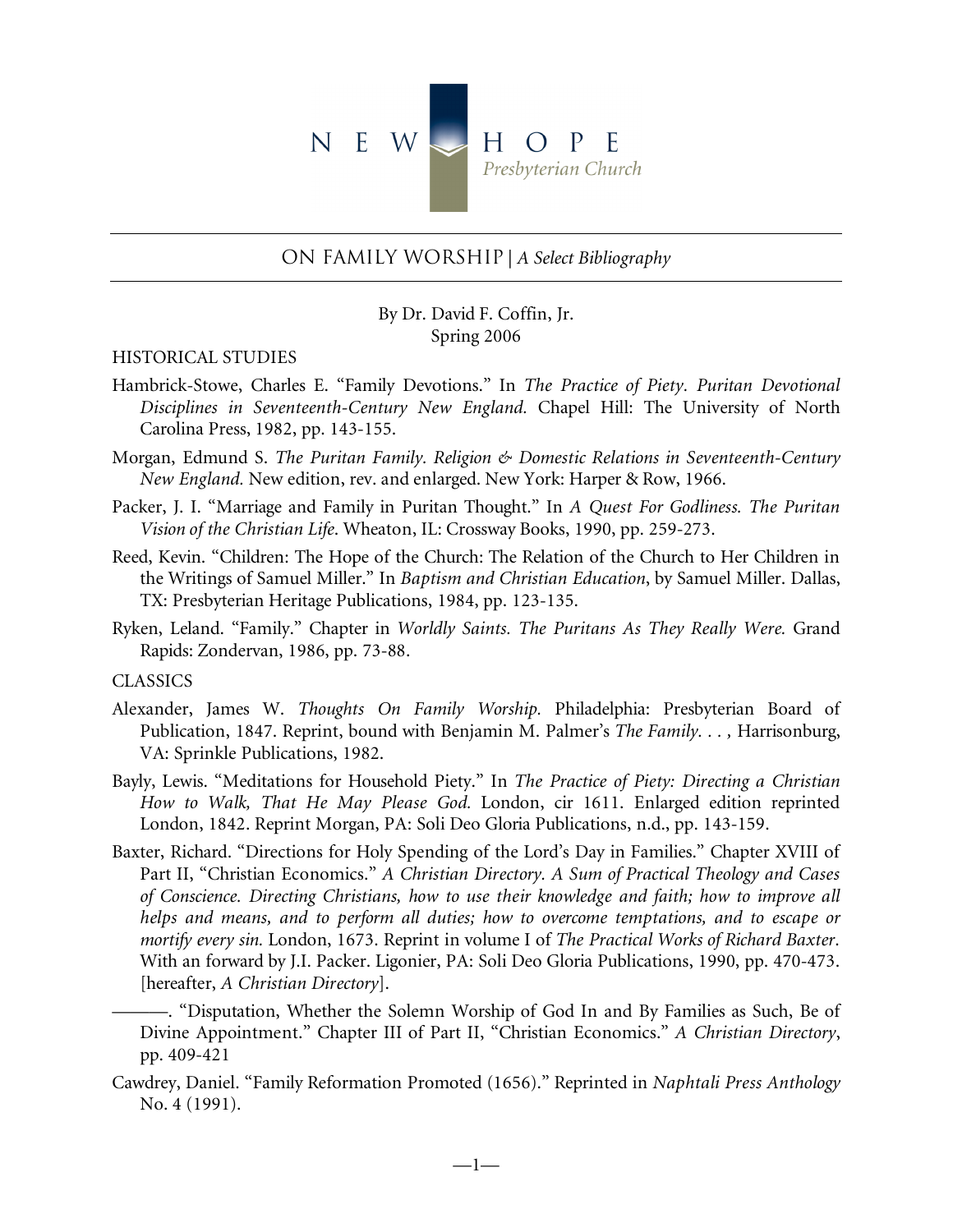NEW HOPE
Presbyterian Church

# ON FAMILY WORSHIP | *A Select Bibliography*

By Dr. David F. Coffin, Jr.
Spring 2006

## HISTORICAL STUDIES

Hambrick-Stowe, Charles E. "Family Devotions." In *The Practice of Piety. Puritan Devotional Disciplines in Seventeenth-Century New England.* Chapel Hill: The University of North Carolina Press, 1982, pp. 143-155.

Morgan, Edmund S. *The Puritan Family. Religion & Domestic Relations in Seventeenth-Century New England.* New edition, rev. and enlarged. New York: Harper & Row, 1966.

Packer, J. I. "Marriage and Family in Puritan Thought." In *A Quest For Godliness. The Puritan Vision of the Christian Life*. Wheaton, IL: Crossway Books, 1990, pp. 259-273.

Reed, Kevin. "Children: The Hope of the Church: The Relation of the Church to Her Children in the Writings of Samuel Miller." In *Baptism and Christian Education*, by Samuel Miller. Dallas, TX: Presbyterian Heritage Publications, 1984, pp. 123-135.

Ryken, Leland. "Family." Chapter in *Worldly Saints. The Puritans As They Really Were.* Grand Rapids: Zondervan, 1986, pp. 73-88.

## CLASSICS

Alexander, James W. *Thoughts On Family Worship*. Philadelphia: Presbyterian Board of Publication, 1847. Reprint, bound with Benjamin M. Palmer's *The Family. . . ,* Harrisonburg, VA: Sprinkle Publications, 1982.

Bayly, Lewis. "Meditations for Household Piety." In *The Practice of Piety: Directing a Christian How to Walk, That He May Please God.* London, cir 1611. Enlarged edition reprinted London, 1842. Reprint Morgan, PA: Soli Deo Gloria Publications, n.d., pp. 143-159.

Baxter, Richard. "Directions for Holy Spending of the Lord's Day in Families." Chapter XVIII of Part II, "Christian Economics." *A Christian Directory. A Sum of Practical Theology and Cases of Conscience. Directing Christians, how to use their knowledge and faith; how to improve all helps and means, and to perform all duties; how to overcome temptations, and to escape or mortify every sin.* London, 1673. Reprint in volume I of *The Practical Works of Richard Baxter*. With an forward by J.I. Packer. Ligonier, PA: Soli Deo Gloria Publications, 1990, pp. 470-473. [hereafter, *A Christian Directory*].

———. "Disputation, Whether the Solemn Worship of God In and By Families as Such, Be of Divine Appointment." Chapter III of Part II, "Christian Economics." *A Christian Directory*, pp. 409-421

Cawdrey, Daniel. "Family Reformation Promoted (1656)." Reprinted in *Naphtali Press Anthology* No. 4 (1991).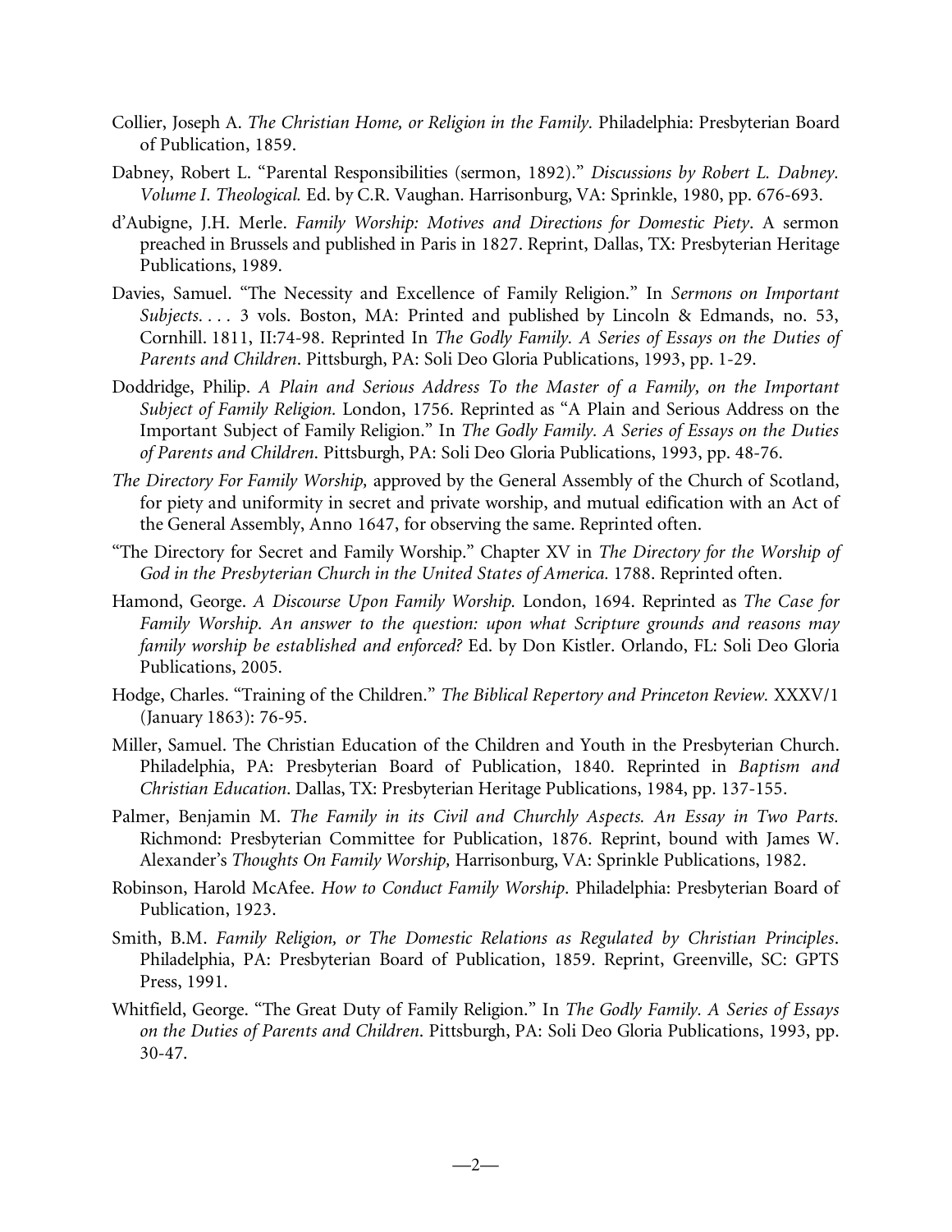Collier, Joseph A. *The Christian Home, or Religion in the Family*. Philadelphia: Presbyterian Board of Publication, 1859.

Dabney, Robert L. "Parental Responsibilities (sermon, 1892)." *Discussions by Robert L. Dabney. Volume I. Theological.* Ed. by C.R. Vaughan. Harrisonburg, VA: Sprinkle, 1980, pp. 676-693.

d'Aubigne, J.H. Merle. *Family Worship: Motives and Directions for Domestic Piety*. A sermon preached in Brussels and published in Paris in 1827. Reprint, Dallas, TX: Presbyterian Heritage Publications, 1989.

Davies, Samuel. "The Necessity and Excellence of Family Religion." In *Sermons on Important Subjects. . . .* 3 vols. Boston, MA: Printed and published by Lincoln & Edmands, no. 53, Cornhill. 1811, II:74-98. Reprinted In *The Godly Family. A Series of Essays on the Duties of Parents and Children*. Pittsburgh, PA: Soli Deo Gloria Publications, 1993, pp. 1-29.

Doddridge, Philip. *A Plain and Serious Address To the Master of a Family, on the Important Subject of Family Religion.* London, 1756. Reprinted as "A Plain and Serious Address on the Important Subject of Family Religion." In *The Godly Family. A Series of Essays on the Duties of Parents and Children*. Pittsburgh, PA: Soli Deo Gloria Publications, 1993, pp. 48-76.

*The Directory For Family Worship,* approved by the General Assembly of the Church of Scotland, for piety and uniformity in secret and private worship, and mutual edification with an Act of the General Assembly, Anno 1647, for observing the same. Reprinted often.

"The Directory for Secret and Family Worship." Chapter XV in *The Directory for the Worship of God in the Presbyterian Church in the United States of America.* 1788. Reprinted often.

Hamond, George. *A Discourse Upon Family Worship.* London, 1694. Reprinted as *The Case for Family Worship. An answer to the question: upon what Scripture grounds and reasons may family worship be established and enforced?* Ed. by Don Kistler. Orlando, FL: Soli Deo Gloria Publications, 2005.

Hodge, Charles. "Training of the Children." *The Biblical Repertory and Princeton Review.* XXXV/1 (January 1863): 76-95.

Miller, Samuel. The Christian Education of the Children and Youth in the Presbyterian Church. Philadelphia, PA: Presbyterian Board of Publication, 1840. Reprinted in *Baptism and Christian Education*. Dallas, TX: Presbyterian Heritage Publications, 1984, pp. 137-155.

Palmer, Benjamin M. *The Family in its Civil and Churchly Aspects. An Essay in Two Parts.* Richmond: Presbyterian Committee for Publication, 1876. Reprint, bound with James W. Alexander's *Thoughts On Family Worship,* Harrisonburg, VA: Sprinkle Publications, 1982.

Robinson, Harold McAfee. *How to Conduct Family Worship*. Philadelphia: Presbyterian Board of Publication, 1923.

Smith, B.M. *Family Religion, or The Domestic Relations as Regulated by Christian Principles*. Philadelphia, PA: Presbyterian Board of Publication, 1859. Reprint, Greenville, SC: GPTS Press, 1991.

Whitfield, George. "The Great Duty of Family Religion." In *The Godly Family. A Series of Essays on the Duties of Parents and Children*. Pittsburgh, PA: Soli Deo Gloria Publications, 1993, pp. 30-47.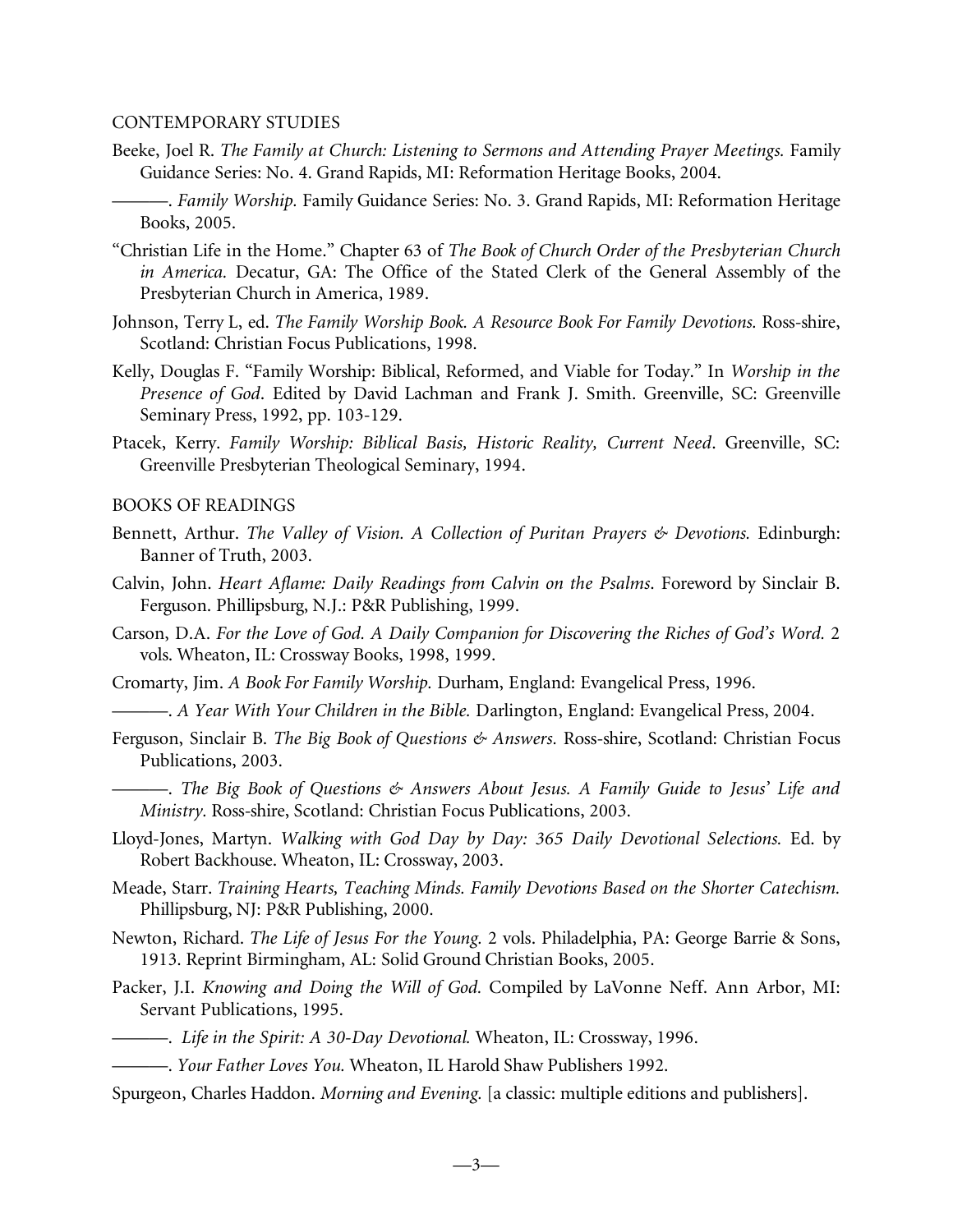CONTEMPORARY STUDIES

Beeke, Joel R. *The Family at Church: Listening to Sermons and Attending Prayer Meetings.* Family Guidance Series: No. 4. Grand Rapids, MI: Reformation Heritage Books, 2004.

———. *Family Worship.* Family Guidance Series: No. 3. Grand Rapids, MI: Reformation Heritage Books, 2005.

"Christian Life in the Home." Chapter 63 of *The Book of Church Order of the Presbyterian Church in America.* Decatur, GA: The Office of the Stated Clerk of the General Assembly of the Presbyterian Church in America, 1989.

Johnson, Terry L, ed. *The Family Worship Book. A Resource Book For Family Devotions.* Ross-shire, Scotland: Christian Focus Publications, 1998.

Kelly, Douglas F. "Family Worship: Biblical, Reformed, and Viable for Today." In *Worship in the Presence of God*. Edited by David Lachman and Frank J. Smith. Greenville, SC: Greenville Seminary Press, 1992, pp. 103-129.

Ptacek, Kerry. *Family Worship: Biblical Basis, Historic Reality, Current Need*. Greenville, SC: Greenville Presbyterian Theological Seminary, 1994.

BOOKS OF READINGS

Bennett, Arthur. *The Valley of Vision. A Collection of Puritan Prayers & Devotions.* Edinburgh: Banner of Truth, 2003.

Calvin, John. *Heart Aflame: Daily Readings from Calvin on the Psalms*. Foreword by Sinclair B. Ferguson. Phillipsburg, N.J.: P&R Publishing, 1999.

Carson, D.A. *For the Love of God. A Daily Companion for Discovering the Riches of God's Word.* 2 vols. Wheaton, IL: Crossway Books, 1998, 1999.

Cromarty, Jim. *A Book For Family Worship.* Durham, England: Evangelical Press, 1996.

———. *A Year With Your Children in the Bible.* Darlington, England: Evangelical Press, 2004.

Ferguson, Sinclair B. *The Big Book of Questions & Answers.* Ross-shire, Scotland: Christian Focus Publications, 2003.

———. *The Big Book of Questions & Answers About Jesus. A Family Guide to Jesus' Life and Ministry*. Ross-shire, Scotland: Christian Focus Publications, 2003.

Lloyd-Jones, Martyn. *Walking with God Day by Day: 365 Daily Devotional Selections.* Ed. by Robert Backhouse. Wheaton, IL: Crossway, 2003.

Meade, Starr. *Training Hearts, Teaching Minds. Family Devotions Based on the Shorter Catechism.* Phillipsburg, NJ: P&R Publishing, 2000.

Newton, Richard. *The Life of Jesus For the Young.* 2 vols. Philadelphia, PA: George Barrie & Sons, 1913. Reprint Birmingham, AL: Solid Ground Christian Books, 2005.

Packer, J.I. *Knowing and Doing the Will of God.* Compiled by LaVonne Neff. Ann Arbor, MI: Servant Publications, 1995.

———. *Life in the Spirit: A 30-Day Devotional.* Wheaton, IL: Crossway, 1996.

———. *Your Father Loves You.* Wheaton, IL Harold Shaw Publishers 1992.

Spurgeon, Charles Haddon. *Morning and Evening.* [a classic: multiple editions and publishers].